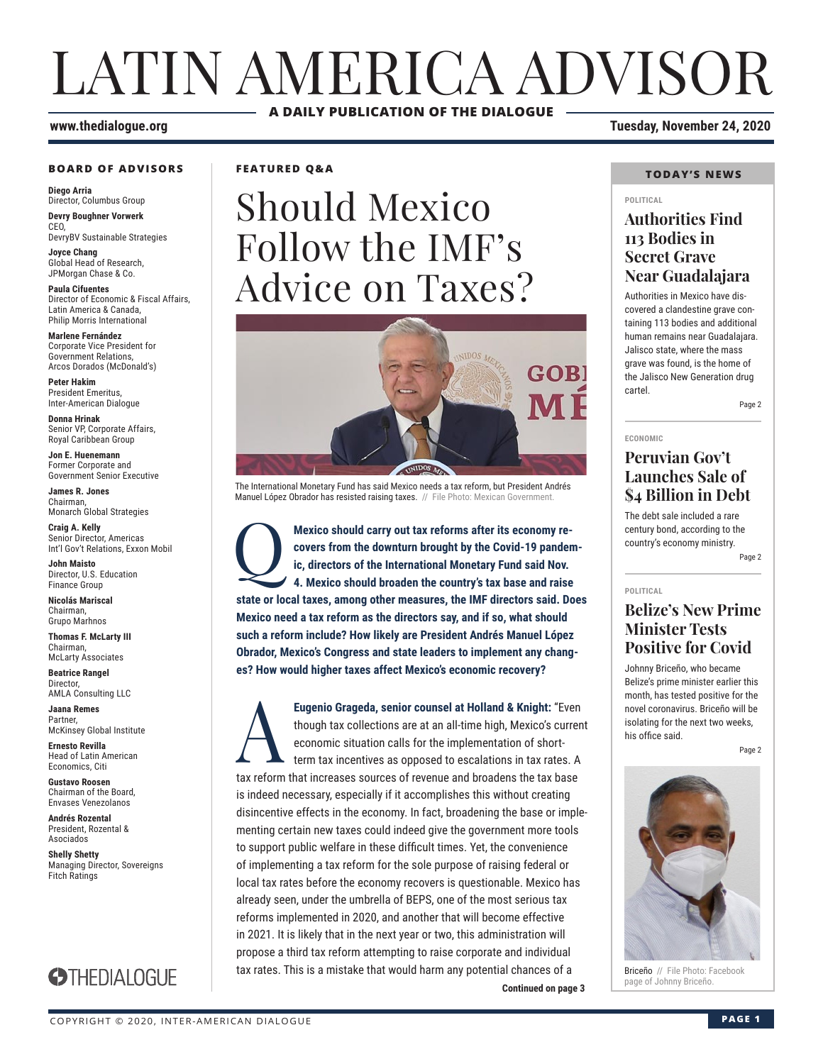# LATIN AMERICA ADVISOR

**A DAILY PUBLICATION OF THE DIALOGUE**

www.thedialogue.org

Tuesday, November 24, 2020

### BOARD OF ADVISORS

**Diego Arria**
Director, Columbus Group

**Devry Boughner Vorwerk**
CEO,
DevryBV Sustainable Strategies

**Joyce Chang**
Global Head of Research,
JPMorgan Chase & Co.

**Paula Cifuentes**
Director of Economic & Fiscal Affairs,
Latin America & Canada,
Philip Morris International

**Marlene Fernández**
Corporate Vice President for
Government Relations,
Arcos Dorados (McDonald's)

**Peter Hakim**
President Emeritus,
Inter-American Dialogue

**Donna Hrinak**
Senior VP, Corporate Affairs,
Royal Caribbean Group

**Jon E. Huenemann**
Former Corporate and
Government Senior Executive

**James R. Jones**
Chairman,
Monarch Global Strategies

**Craig A. Kelly**
Senior Director, Americas
Int'l Gov't Relations, Exxon Mobil

**John Maisto**
Director, U.S. Education
Finance Group

**Nicolás Mariscal**
Chairman,
Grupo Marhnos

**Thomas F. McLarty III**
Chairman,
McLarty Associates

**Beatrice Rangel**
Director,
AMLA Consulting LLC

**Jaana Remes**
Partner,
McKinsey Global Institute

**Ernesto Revilla**
Head of Latin American
Economics, Citi

**Gustavo Roosen**
Chairman of the Board,
Envases Venezolanos

**Andrés Rozental**
President, Rozental &
Asociados

**Shelly Shetty**
Managing Director, Sovereigns
Fitch Ratings

THEDIALOGUE

### FEATURED Q&A

## Should Mexico Follow the IMF's Advice on Taxes?

The International Monetary Fund has said Mexico needs a tax reform, but President Andrés Manuel López Obrador has resisted raising taxes. // File Photo: Mexican Government.

**Q: Mexico should carry out tax reforms after its economy recovers from the downturn brought by the Covid-19 pandemic, directors of the International Monetary Fund said Nov. 4. Mexico should broaden the country's tax base and raise state or local taxes, among other measures, the IMF directors said. Does Mexico need a tax reform as the directors say, and if so, what should such a reform include? How likely are President Andrés Manuel López Obrador, Mexico's Congress and state leaders to implement any changes? How would higher taxes affect Mexico's economic recovery?**

**A: Eugenio Grageda, senior counsel at Holland & Knight:** "Even though tax collections are at an all-time high, Mexico's current economic situation calls for the implementation of short-term tax incentives as opposed to escalations in tax rates. A tax reform that increases sources of revenue and broadens the tax base is indeed necessary, especially if it accomplishes this without creating disincentive effects in the economy. In fact, broadening the base or implementing certain new taxes could indeed give the government more tools to support public welfare in these difficult times. Yet, the convenience of implementing a tax reform for the sole purpose of raising federal or local tax rates before the economy recovers is questionable. Mexico has already seen, under the umbrella of BEPS, one of the most serious tax reforms implemented in 2020, and another that will become effective in 2021. It is likely that in the next year or two, this administration will propose a third tax reform attempting to raise corporate and individual tax rates. This is a mistake that would harm any potential chances of a

**Continued on page 3**

### TODAY'S NEWS

POLITICAL

#### Authorities Find 113 Bodies in Secret Grave Near Guadalajara

Authorities in Mexico have discovered a clandestine grave containing 113 bodies and additional human remains near Guadalajara. Jalisco state, where the mass grave was found, is the home of the Jalisco New Generation drug cartel.

Page 2

ECONOMIC

#### Peruvian Gov't Launches Sale of $4 Billion in Debt

The debt sale included a rare century bond, according to the country's economy ministry.

Page 2

POLITICAL

#### Belize's New Prime Minister Tests Positive for Covid

Johnny Briceño, who became Belize's prime minister earlier this month, has tested positive for the novel coronavirus. Briceño will be isolating for the next two weeks, his office said.

Page 2

Briceño // File Photo: Facebook page of Johnny Briceño.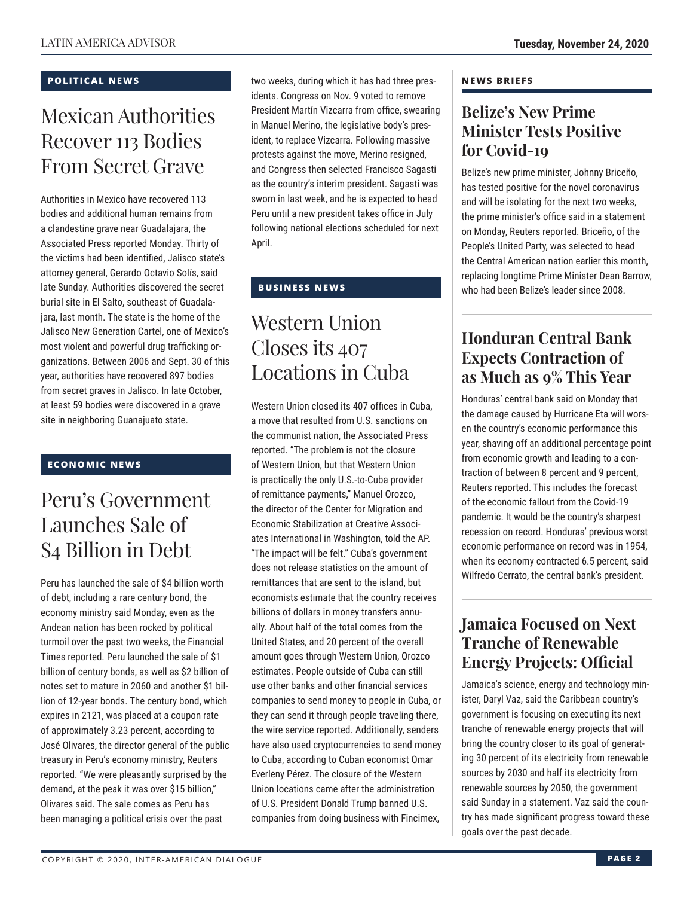## POLITICAL NEWS

# Mexican Authorities Recover 113 Bodies From Secret Grave

Authorities in Mexico have recovered 113 bodies and additional human remains from a clandestine grave near Guadalajara, the Associated Press reported Monday. Thirty of the victims had been identified, Jalisco state's attorney general, Gerardo Octavio Solís, said late Sunday. Authorities discovered the secret burial site in El Salto, southeast of Guadalajara, last month. The state is the home of the Jalisco New Generation Cartel, one of Mexico's most violent and powerful drug trafficking organizations. Between 2006 and Sept. 30 of this year, authorities have recovered 897 bodies from secret graves in Jalisco. In late October, at least 59 bodies were discovered in a grave site in neighboring Guanajuato state.

## ECONOMIC NEWS

# Peru's Government Launches Sale of $4 Billion in Debt

Peru has launched the sale of $4 billion worth of debt, including a rare century bond, the economy ministry said Monday, even as the Andean nation has been rocked by political turmoil over the past two weeks, the Financial Times reported. Peru launched the sale of $1 billion of century bonds, as well as $2 billion of notes set to mature in 2060 and another $1 billion of 12-year bonds. The century bond, which expires in 2121, was placed at a coupon rate of approximately 3.23 percent, according to José Olivares, the director general of the public treasury in Peru's economy ministry, Reuters reported. "We were pleasantly surprised by the demand, at the peak it was over $15 billion," Olivares said. The sale comes as Peru has been managing a political crisis over the past two weeks, during which it has had three presidents. Congress on Nov. 9 voted to remove President Martín Vizcarra from office, swearing in Manuel Merino, the legislative body's president, to replace Vizcarra. Following massive protests against the move, Merino resigned, and Congress then selected Francisco Sagasti as the country's interim president. Sagasti was sworn in last week, and he is expected to head Peru until a new president takes office in July following national elections scheduled for next April.

## BUSINESS NEWS

# Western Union Closes its 407 Locations in Cuba

Western Union closed its 407 offices in Cuba, a move that resulted from U.S. sanctions on the communist nation, the Associated Press reported. "The problem is not the closure of Western Union, but that Western Union is practically the only U.S.-to-Cuba provider of remittance payments," Manuel Orozco, the director of the Center for Migration and Economic Stabilization at Creative Associates International in Washington, told the AP. "The impact will be felt." Cuba's government does not release statistics on the amount of remittances that are sent to the island, but economists estimate that the country receives billions of dollars in money transfers annually. About half of the total comes from the United States, and 20 percent of the overall amount goes through Western Union, Orozco estimates. People outside of Cuba can still use other banks and other financial services companies to send money to people in Cuba, or they can send it through people traveling there, the wire service reported. Additionally, senders have also used cryptocurrencies to send money to Cuba, according to Cuban economist Omar Everleny Pérez. The closure of the Western Union locations came after the administration of U.S. President Donald Trump banned U.S. companies from doing business with Fincimex,

## NEWS BRIEFS

### Belize's New Prime Minister Tests Positive for Covid-19

Belize's new prime minister, Johnny Briceño, has tested positive for the novel coronavirus and will be isolating for the next two weeks, the prime minister's office said in a statement on Monday, Reuters reported. Briceño, of the People's United Party, was selected to head the Central American nation earlier this month, replacing longtime Prime Minister Dean Barrow, who had been Belize's leader since 2008.

### Honduran Central Bank Expects Contraction of as Much as 9% This Year

Honduras' central bank said on Monday that the damage caused by Hurricane Eta will worsen the country's economic performance this year, shaving off an additional percentage point from economic growth and leading to a contraction of between 8 percent and 9 percent, Reuters reported. This includes the forecast of the economic fallout from the Covid-19 pandemic. It would be the country's sharpest recession on record. Honduras' previous worst economic performance on record was in 1954, when its economy contracted 6.5 percent, said Wilfredo Cerrato, the central bank's president.

### Jamaica Focused on Next Tranche of Renewable Energy Projects: Official

Jamaica's science, energy and technology minister, Daryl Vaz, said the Caribbean country's government is focusing on executing its next tranche of renewable energy projects that will bring the country closer to its goal of generating 30 percent of its electricity from renewable sources by 2030 and half its electricity from renewable sources by 2050, the government said Sunday in a statement. Vaz said the country has made significant progress toward these goals over the past decade.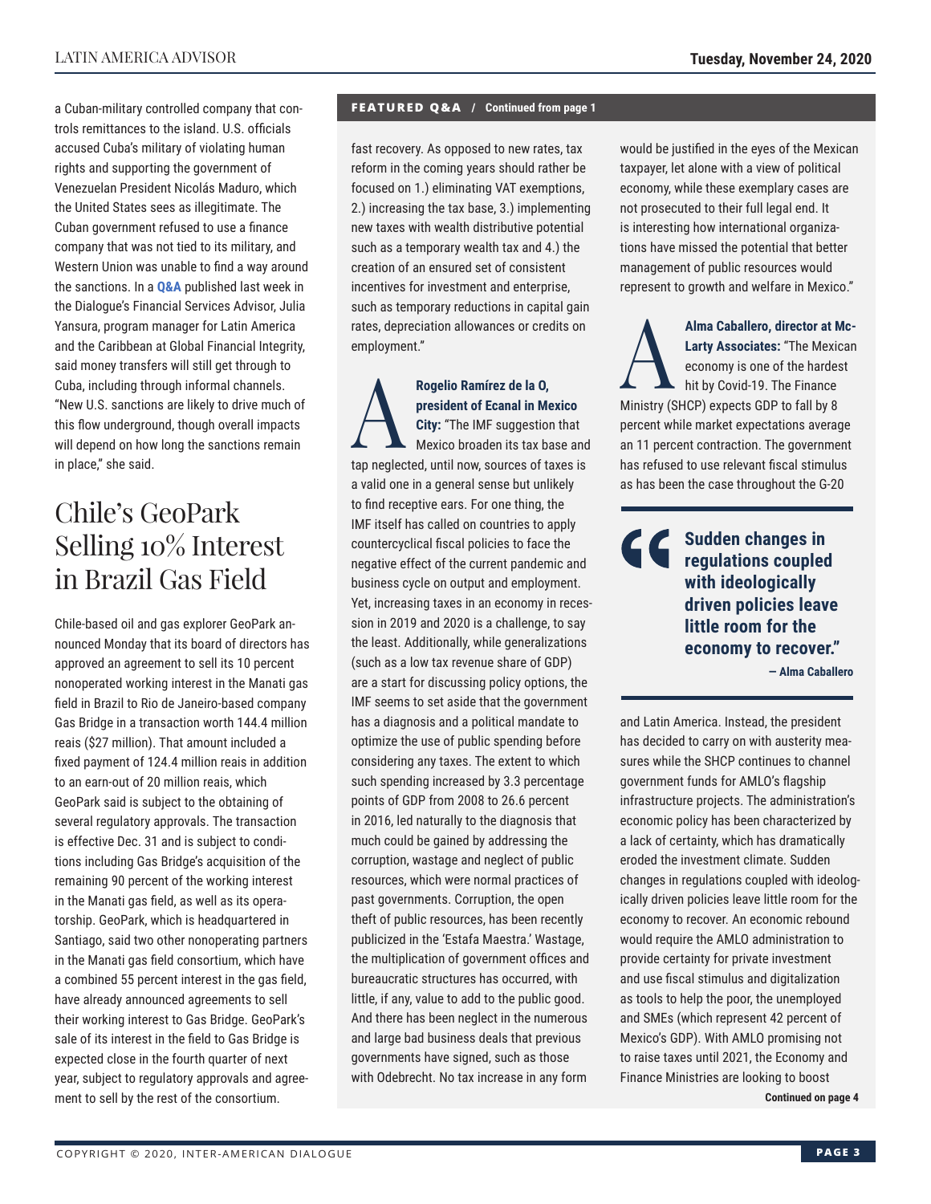a Cuban-military controlled company that controls remittances to the island. U.S. officials accused Cuba's military of violating human rights and supporting the government of Venezuelan President Nicolás Maduro, which the United States sees as illegitimate. The Cuban government refused to use a finance company that was not tied to its military, and Western Union was unable to find a way around the sanctions. In a **Q&A** published last week in the Dialogue's Financial Services Advisor, Julia Yansura, program manager for Latin America and the Caribbean at Global Financial Integrity, said money transfers will still get through to Cuba, including through informal channels. "New U.S. sanctions are likely to drive much of this flow underground, though overall impacts will depend on how long the sanctions remain in place," she said.

# Chile's GeoPark Selling 10% Interest in Brazil Gas Field

Chile-based oil and gas explorer GeoPark announced Monday that its board of directors has approved an agreement to sell its 10 percent nonoperated working interest in the Manati gas field in Brazil to Rio de Janeiro-based company Gas Bridge in a transaction worth 144.4 million reais ($27 million). That amount included a fixed payment of 124.4 million reais in addition to an earn-out of 20 million reais, which GeoPark said is subject to the obtaining of several regulatory approvals. The transaction is effective Dec. 31 and is subject to conditions including Gas Bridge's acquisition of the remaining 90 percent of the working interest in the Manati gas field, as well as its operatorship. GeoPark, which is headquartered in Santiago, said two other nonoperating partners in the Manati gas field consortium, which have a combined 55 percent interest in the gas field, have already announced agreements to sell their working interest to Gas Bridge. GeoPark's sale of its interest in the field to Gas Bridge is expected close in the fourth quarter of next year, subject to regulatory approvals and agreement to sell by the rest of the consortium.

**FEATURED Q&A / Continued from page 1**

fast recovery. As opposed to new rates, tax reform in the coming years should rather be focused on 1.) eliminating VAT exemptions, 2.) increasing the tax base, 3.) implementing new taxes with wealth distributive potential such as a temporary wealth tax and 4.) the creation of an ensured set of consistent incentives for investment and enterprise, such as temporary reductions in capital gain rates, depreciation allowances or credits on employment."

**A** **Rogelio Ramírez de la O, president of Ecanal in Mexico City:** "The IMF suggestion that Mexico broaden its tax base and tap neglected, until now, sources of taxes is a valid one in a general sense but unlikely to find receptive ears. For one thing, the IMF itself has called on countries to apply countercyclical fiscal policies to face the negative effect of the current pandemic and business cycle on output and employment. Yet, increasing taxes in an economy in recession in 2019 and 2020 is a challenge, to say the least. Additionally, while generalizations (such as a low tax revenue share of GDP) are a start for discussing policy options, the IMF seems to set aside that the government has a diagnosis and a political mandate to optimize the use of public spending before considering any taxes. The extent to which such spending increased by 3.3 percentage points of GDP from 2008 to 26.6 percent in 2016, led naturally to the diagnosis that much could be gained by addressing the corruption, wastage and neglect of public resources, which were normal practices of past governments. Corruption, the open theft of public resources, has been recently publicized in the 'Estafa Maestra.' Wastage, the multiplication of government offices and bureaucratic structures has occurred, with little, if any, value to add to the public good. And there has been neglect in the numerous and large bad business deals that previous governments have signed, such as those with Odebrecht. No tax increase in any form would be justified in the eyes of the Mexican taxpayer, let alone with a view of political economy, while these exemplary cases are not prosecuted to their full legal end. It is interesting how international organizations have missed the potential that better management of public resources would represent to growth and welfare in Mexico."

**A** **Alma Caballero, director at McLarty Associates:** "The Mexican economy is one of the hardest hit by Covid-19. The Finance Ministry (SHCP) expects GDP to fall by 8 percent while market expectations average an 11 percent contraction. The government has refused to use relevant fiscal stimulus as has been the case throughout the G-20 and Latin America. Instead, the president has decided to carry on with austerity measures while the SHCP continues to channel government funds for AMLO's flagship infrastructure projects. The administration's economic policy has been characterized by a lack of certainty, which has dramatically eroded the investment climate. Sudden changes in regulations coupled with ideologically driven policies leave little room for the economy to recover. An economic rebound would require the AMLO administration to provide certainty for private investment and use fiscal stimulus and digitalization as tools to help the poor, the unemployed and SMEs (which represent 42 percent of Mexico's GDP). With AMLO promising not to raise taxes until 2021, the Economy and Finance Ministries are looking to boost

> **"Sudden changes in regulations coupled with ideologically driven policies leave little room for the economy to recover."**
>
> **— Alma Caballero**

**Continued on page 4**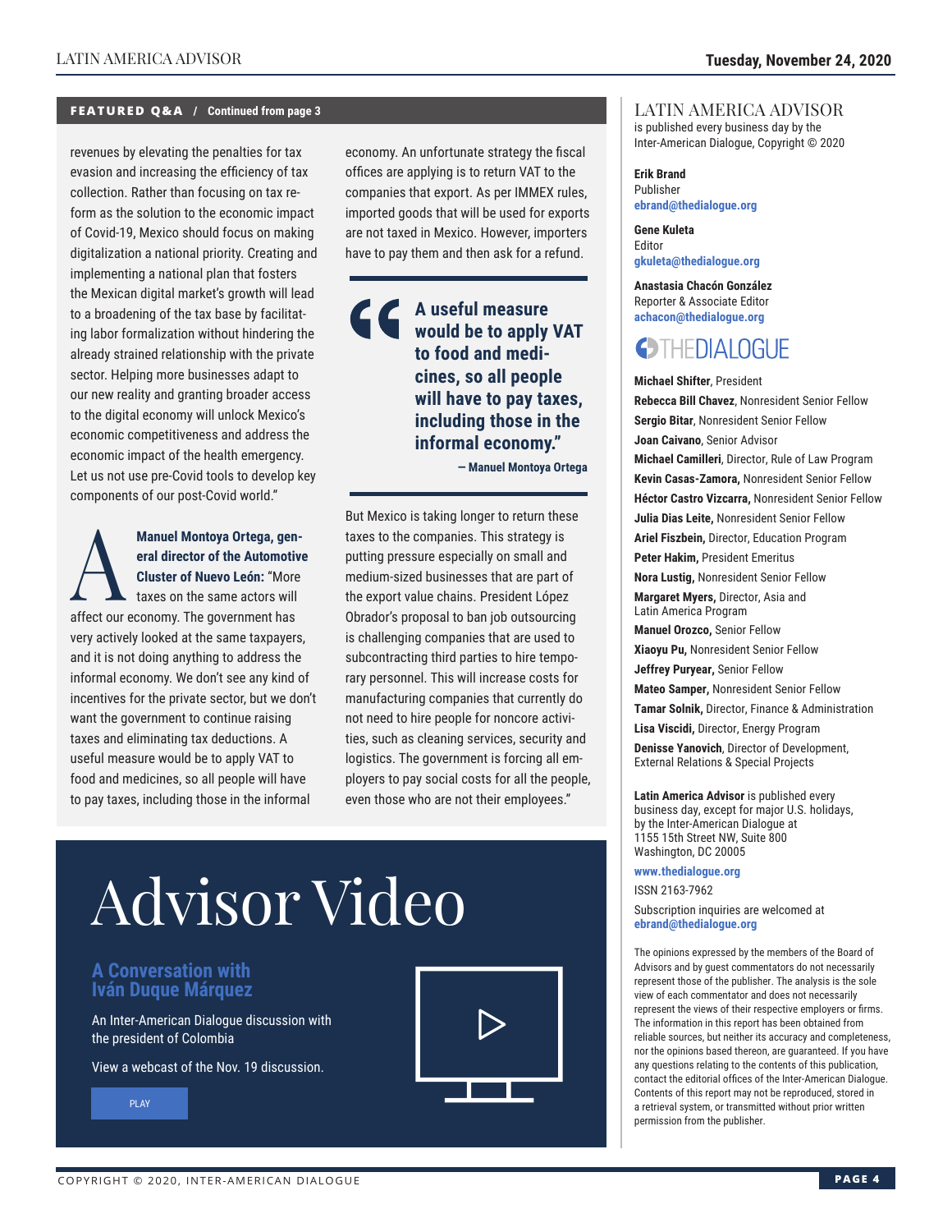**FEATURED Q&A / Continued from page 3**

revenues by elevating the penalties for tax evasion and increasing the efficiency of tax collection. Rather than focusing on tax reform as the solution to the economic impact of Covid-19, Mexico should focus on making digitalization a national priority. Creating and implementing a national plan that fosters the Mexican digital market's growth will lead to a broadening of the tax base by facilitating labor formalization without hindering the already strained relationship with the private sector. Helping more businesses adapt to our new reality and granting broader access to the digital economy will unlock Mexico's economic competitiveness and address the economic impact of the health emergency. Let us not use pre-Covid tools to develop key components of our post-Covid world."

**A** **Manuel Montoya Ortega, general director of the Automotive Cluster of Nuevo León:** "More taxes on the same actors will affect our economy. The government has very actively looked at the same taxpayers, and it is not doing anything to address the informal economy. We don't see any kind of incentives for the private sector, but we don't want the government to continue raising taxes and eliminating tax deductions. A useful measure would be to apply VAT to food and medicines, so all people will have to pay taxes, including those in the informal economy. An unfortunate strategy the fiscal offices are applying is to return VAT to the companies that export. As per IMMEX rules, imported goods that will be used for exports are not taxed in Mexico. However, importers have to pay them and then ask for a refund. But Mexico is taking longer to return these taxes to the companies. This strategy is putting pressure especially on small and medium-sized businesses that are part of the export value chains. President López Obrador's proposal to ban job outsourcing is challenging companies that are used to subcontracting third parties to hire temporary personnel. This will increase costs for manufacturing companies that currently do not need to hire people for noncore activities, such as cleaning services, security and logistics. The government is forcing all employers to pay social costs for all the people, even those who are not their employees."

> **"A useful measure would be to apply VAT to food and medicines, so all people will have to pay taxes, including those in the informal economy."**
>
> **— Manuel Montoya Ortega**

# Advisor Video

## A Conversation with Iván Duque Márquez

An Inter-American Dialogue discussion with the president of Colombia

View a webcast of the Nov. 19 discussion.

PLAY

---

LATIN AMERICA ADVISOR
is published every business day by the Inter-American Dialogue, Copyright © 2020

**Erik Brand**
Publisher
**ebrand@thedialogue.org**

**Gene Kuleta**
Editor
**gkuleta@thedialogue.org**

**Anastasia Chacón González**
Reporter & Associate Editor
**achacon@thedialogue.org**

THEDIALOGUE

**Michael Shifter**, President
**Rebecca Bill Chavez**, Nonresident Senior Fellow
**Sergio Bitar**, Nonresident Senior Fellow
**Joan Caivano**, Senior Advisor
**Michael Camilleri**, Director, Rule of Law Program
**Kevin Casas-Zamora,** Nonresident Senior Fellow
**Héctor Castro Vizcarra,** Nonresident Senior Fellow
**Julia Dias Leite,** Nonresident Senior Fellow
**Ariel Fiszbein,** Director, Education Program
**Peter Hakim,** President Emeritus
**Nora Lustig,** Nonresident Senior Fellow
**Margaret Myers,** Director, Asia and Latin America Program
**Manuel Orozco,** Senior Fellow
**Xiaoyu Pu,** Nonresident Senior Fellow
**Jeffrey Puryear,** Senior Fellow
**Mateo Samper,** Nonresident Senior Fellow
**Tamar Solnik,** Director, Finance & Administration
**Lisa Viscidi,** Director, Energy Program
**Denisse Yanovich**, Director of Development, External Relations & Special Projects

**Latin America Advisor** is published every business day, except for major U.S. holidays, by the Inter-American Dialogue at
1155 15th Street NW, Suite 800
Washington, DC 20005

**www.thedialogue.org**

ISSN 2163-7962

Subscription inquiries are welcomed at
**ebrand@thedialogue.org**

The opinions expressed by the members of the Board of Advisors and by guest commentators do not necessarily represent those of the publisher. The analysis is the sole view of each commentator and does not necessarily represent the views of their respective employers or firms. The information in this report has been obtained from reliable sources, but neither its accuracy and completeness, nor the opinions based thereon, are guaranteed. If you have any questions relating to the contents of this publication, contact the editorial offices of the Inter-American Dialogue. Contents of this report may not be reproduced, stored in a retrieval system, or transmitted without prior written permission from the publisher.